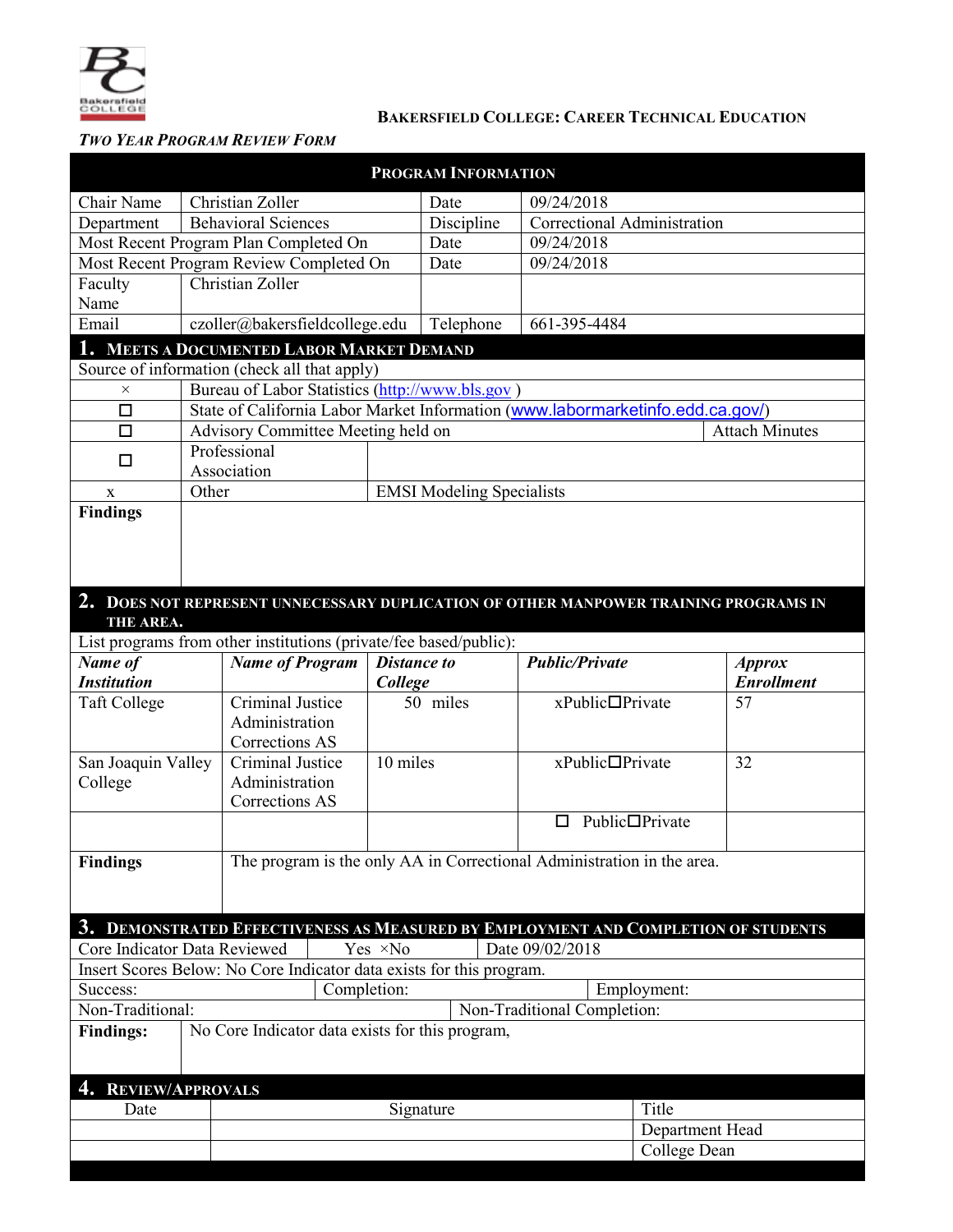**Bakersfield College: Career Technical Education**

***Two Year Program Review Form***

| **Program Information** | | | |
|---|---|---|---|
| Chair Name | Christian Zoller | Date | 09/24/2018 |
| Department | Behavioral Sciences | Discipline | Correctional Administration |
| Most Recent Program Plan Completed On | | Date | 09/24/2018 |
| Most Recent Program Review Completed On | | Date | 09/24/2018 |
| Faculty Name | Christian Zoller | | |
| Email | czoller@bakersfieldcollege.edu | Telephone | 661-395-4484 |

## 1. Meets a Documented Labor Market Demand

Source of information (check all that apply)

| | | |
|---|---|---|
| × | Bureau of Labor Statistics (http://www.bls.gov ) | |
| ☐ | State of California Labor Market Information (www.labormarketinfo.edd.ca.gov/) | |
| ☐ | Advisory Committee Meeting held on | Attach Minutes |
| ☐ | Professional Association | |
| x | Other | EMSI Modeling Specialists |
| **Findings** | | |

## 2. Does not represent unnecessary duplication of other manpower training programs in the area.

List programs from other institutions (private/fee based/public):

| ***Name of Institution*** | ***Name of Program*** | ***Distance to College*** | ***Public/Private*** | ***Approx Enrollment*** |
|---|---|---|---|---|
| Taft College | Criminal Justice Administration Corrections AS | 50 miles | xPublic☐Private | 57 |
| San Joaquin Valley College | Criminal Justice Administration Corrections AS | 10 miles | xPublic☐Private | 32 |
| | | | ☐ Public☐Private | |
| **Findings** | The program is the only AA in Correctional Administration in the area. | | | |

## 3. Demonstrated Effectiveness as Measured by Employment and Completion of Students

| | | |
|---|---|---|
| Core Indicator Data Reviewed | Yes ×No | Date 09/02/2018 |
| Insert Scores Below: No Core Indicator data exists for this program. | | |
| Success: | Completion: | Employment: |
| Non-Traditional: | Non-Traditional Completion: | |
| **Findings:** | No Core Indicator data exists for this program, | |

## 4. Review/Approvals

| Date | Signature | Title |
|---|---|---|
| | | Department Head |
| | | College Dean |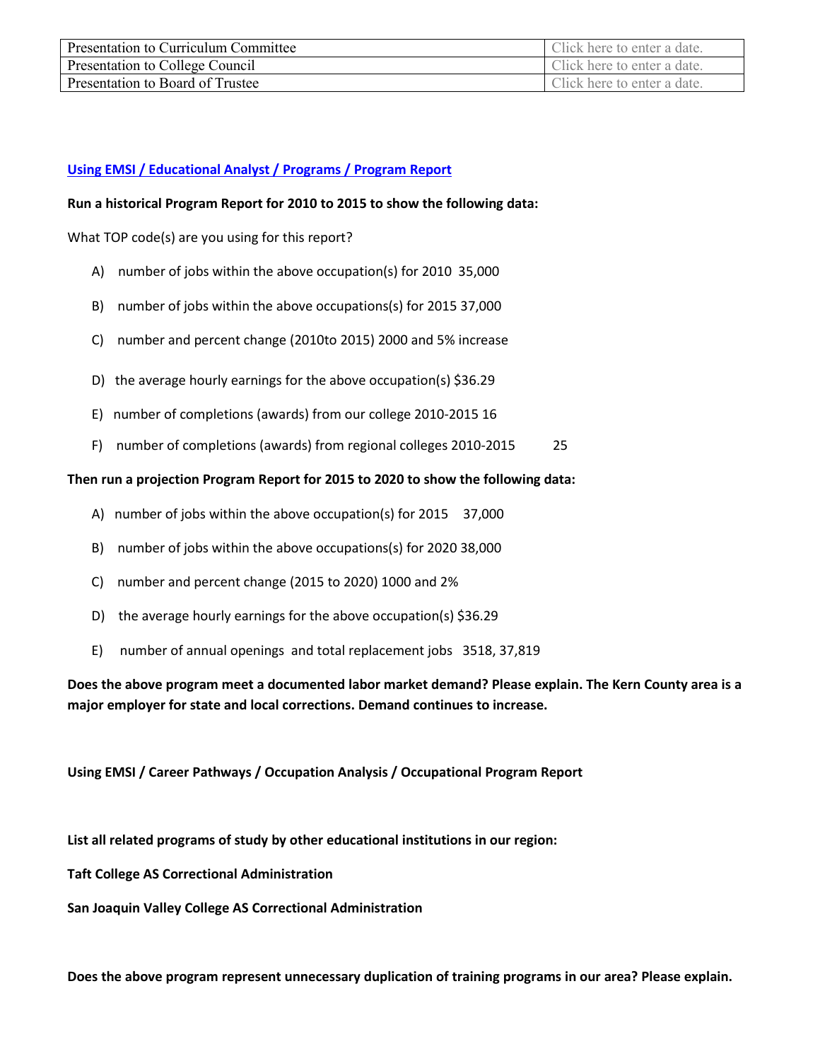| Presentation to Curriculum Committee | Click here to enter a date. |
| --- | --- |
| Presentation to College Council | Click here to enter a date. |
| Presentation to Board of Trustee | Click here to enter a date. |

**Using EMSI / Educational Analyst / Programs / Program Report**

**Run a historical Program Report for 2010 to 2015 to show the following data:**

What TOP code(s) are you using for this report?

A) number of jobs within the above occupation(s) for 2010 35,000

B) number of jobs within the above occupations(s) for 2015 37,000

C) number and percent change (2010to 2015) 2000 and 5% increase

D) the average hourly earnings for the above occupation(s) $36.29

E) number of completions (awards) from our college 2010-2015 16

F) number of completions (awards) from regional colleges 2010-2015 25

**Then run a projection Program Report for 2015 to 2020 to show the following data:**

A) number of jobs within the above occupation(s) for 2015 37,000

B) number of jobs within the above occupations(s) for 2020 38,000

C) number and percent change (2015 to 2020) 1000 and 2%

D) the average hourly earnings for the above occupation(s) $36.29

E) number of annual openings and total replacement jobs 3518, 37,819

**Does the above program meet a documented labor market demand? Please explain. The Kern County area is a major employer for state and local corrections. Demand continues to increase.**

**Using EMSI / Career Pathways / Occupation Analysis / Occupational Program Report**

**List all related programs of study by other educational institutions in our region:**

**Taft College AS Correctional Administration**

**San Joaquin Valley College AS Correctional Administration**

**Does the above program represent unnecessary duplication of training programs in our area? Please explain.**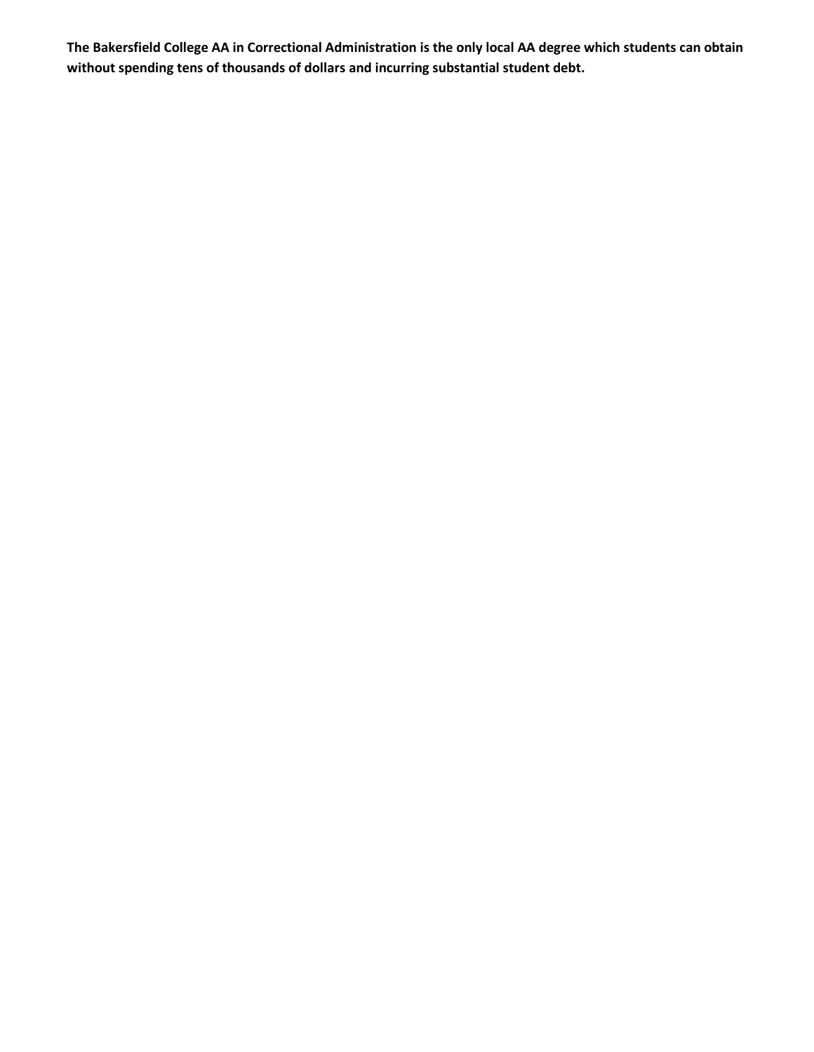**The Bakersfield College AA in Correctional Administration is the only local AA degree which students can obtain without spending tens of thousands of dollars and incurring substantial student debt.**